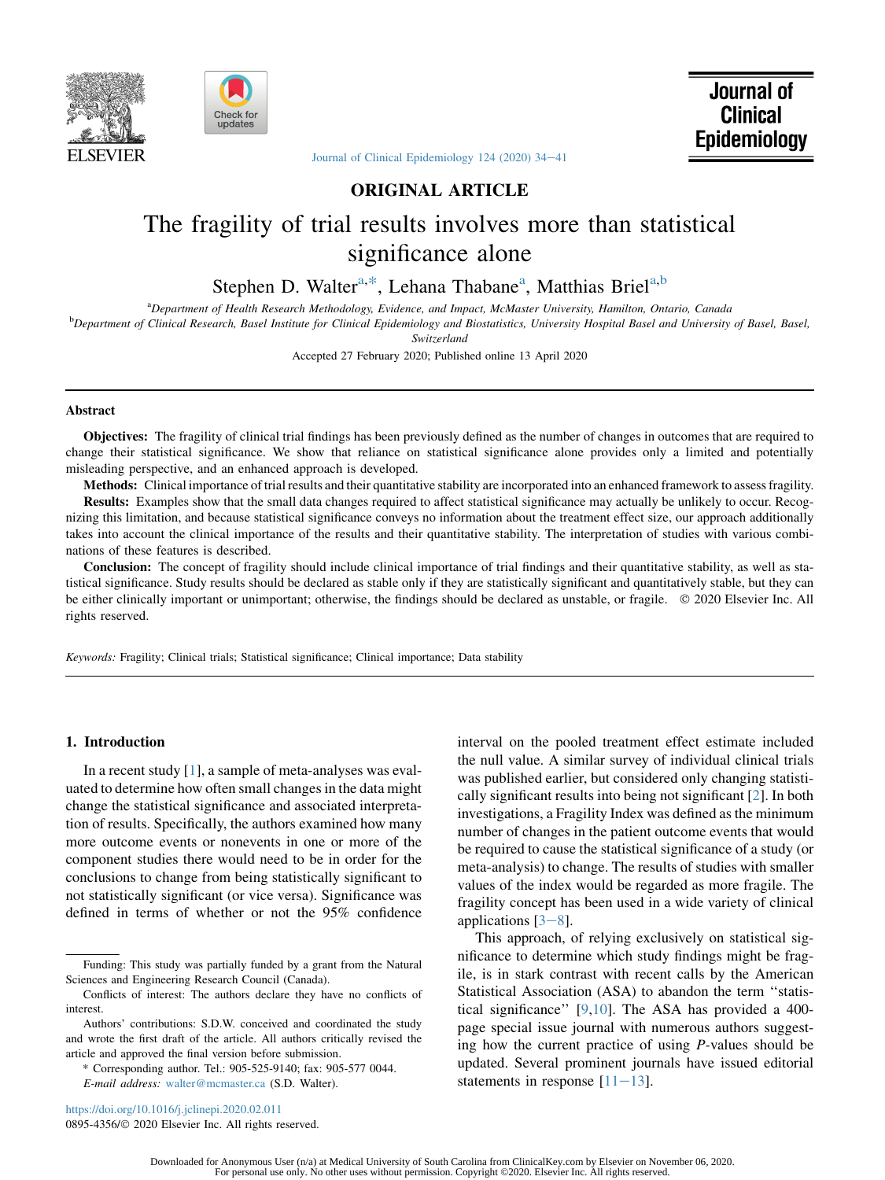ORIGINAL ARTICLE

# The fragility of trial results involves more than statistical significance alone

Stephen D. Walter[a,*], Lehana Thabane[a], Matthias Briel[a,b]

[a]Department of Health Research Methodology, Evidence, and Impact, McMaster University, Hamilton, Ontario, Canada

[b]Department of Clinical Research, Basel Institute for Clinical Epidemiology and Biostatistics, University Hospital Basel and University of Basel, Basel, Switzerland

Accepted 27 February 2020; Published online 13 April 2020

## Abstract

**Objectives:** The fragility of clinical trial findings has been previously defined as the number of changes in outcomes that are required to change their statistical significance. We show that reliance on statistical significance alone provides only a limited and potentially misleading perspective, and an enhanced approach is developed.

**Methods:** Clinical importance of trial results and their quantitative stability are incorporated into an enhanced framework to assess fragility.

**Results:** Examples show that the small data changes required to affect statistical significance may actually be unlikely to occur. Recognizing this limitation, and because statistical significance conveys no information about the treatment effect size, our approach additionally takes into account the clinical importance of the results and their quantitative stability. The interpretation of studies with various combinations of these features is described.

**Conclusion:** The concept of fragility should include clinical importance of trial findings and their quantitative stability, as well as statistical significance. Study results should be declared as stable only if they are statistically significant and quantitatively stable, but they can be either clinically important or unimportant; otherwise, the findings should be declared as unstable, or fragile. © 2020 Elsevier Inc. All rights reserved.

*Keywords:* Fragility; Clinical trials; Statistical significance; Clinical importance; Data stability

## 1. Introduction

In a recent study [1], a sample of meta-analyses was evaluated to determine how often small changes in the data might change the statistical significance and associated interpretation of results. Specifically, the authors examined how many more outcome events or nonevents in one or more of the component studies there would need to be in order for the conclusions to change from being statistically significant to not statistically significant (or vice versa). Significance was defined in terms of whether or not the 95% confidence interval on the pooled treatment effect estimate included the null value. A similar survey of individual clinical trials was published earlier, but considered only changing statistically significant results into being not significant [2]. In both investigations, a Fragility Index was defined as the minimum number of changes in the patient outcome events that would be required to cause the statistical significance of a study (or meta-analysis) to change. The results of studies with smaller values of the index would be regarded as more fragile. The fragility concept has been used in a wide variety of clinical applications [3–8].

This approach, of relying exclusively on statistical significance to determine which study findings might be fragile, is in stark contrast with recent calls by the American Statistical Association (ASA) to abandon the term "statistical significance" [9,10]. The ASA has provided a 400-page special issue journal with numerous authors suggesting how the current practice of using *P*-values should be updated. Several prominent journals have issued editorial statements in response [11–13].

Funding: This study was partially funded by a grant from the Natural Sciences and Engineering Research Council (Canada).

Conflicts of interest: The authors declare they have no conflicts of interest.

Authors' contributions: S.D.W. conceived and coordinated the study and wrote the first draft of the article. All authors critically revised the article and approved the final version before submission.

\* Corresponding author. Tel.: 905-525-9140; fax: 905-577 0044.

*E-mail address:* walter@mcmaster.ca (S.D. Walter).

https://doi.org/10.1016/j.jclinepi.2020.02.011

0895-4356/© 2020 Elsevier Inc. All rights reserved.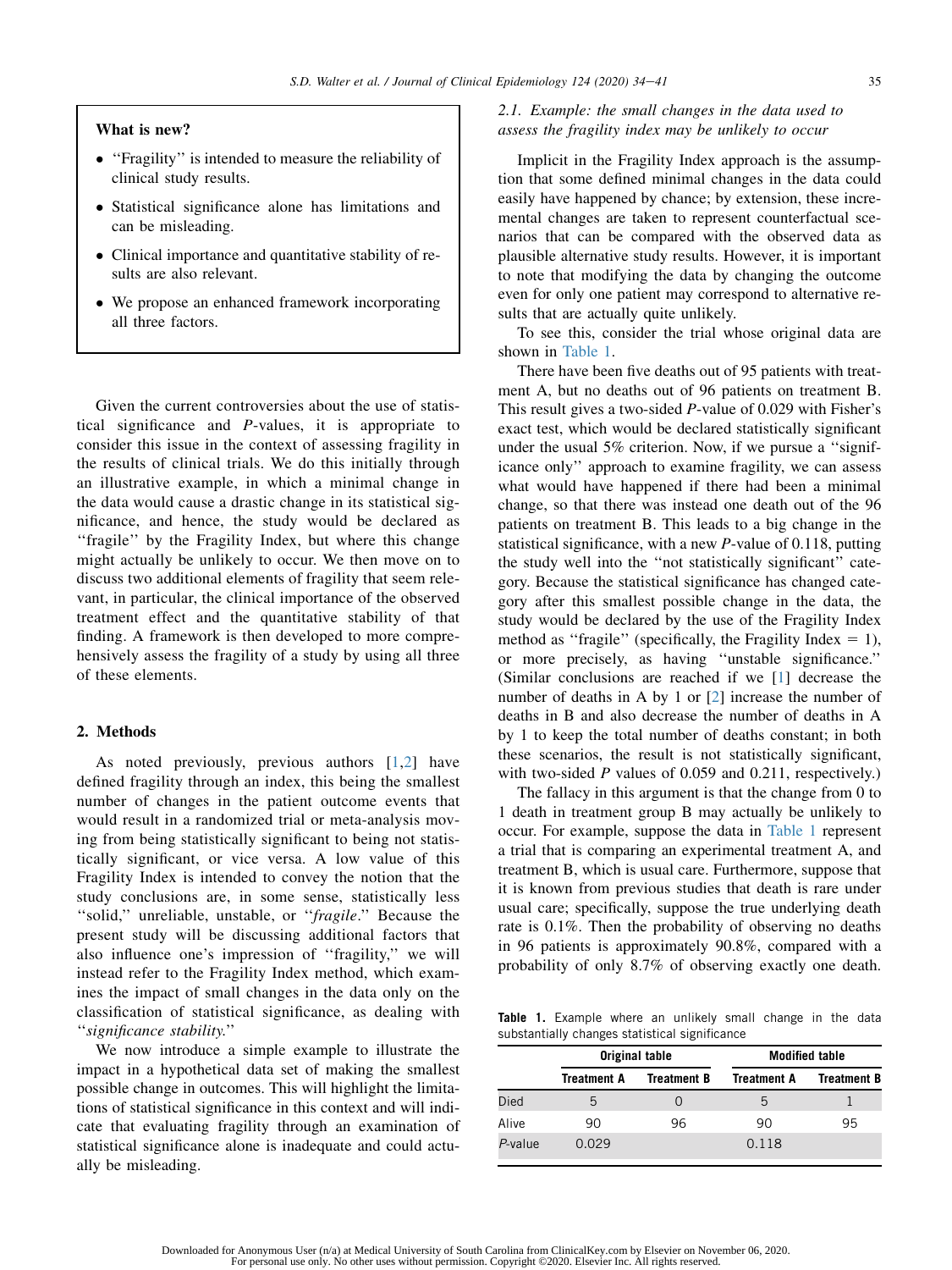**What is new?**

- "Fragility" is intended to measure the reliability of clinical study results.
- Statistical significance alone has limitations and can be misleading.
- Clinical importance and quantitative stability of results are also relevant.
- We propose an enhanced framework incorporating all three factors.

Given the current controversies about the use of statistical significance and *P*-values, it is appropriate to consider this issue in the context of assessing fragility in the results of clinical trials. We do this initially through an illustrative example, in which a minimal change in the data would cause a drastic change in its statistical significance, and hence, the study would be declared as "fragile" by the Fragility Index, but where this change might actually be unlikely to occur. We then move on to discuss two additional elements of fragility that seem relevant, in particular, the clinical importance of the observed treatment effect and the quantitative stability of that finding. A framework is then developed to more comprehensively assess the fragility of a study by using all three of these elements.

## 2. Methods

As noted previously, previous authors [1,2] have defined fragility through an index, this being the smallest number of changes in the patient outcome events that would result in a randomized trial or meta-analysis moving from being statistically significant to being not statistically significant, or vice versa. A low value of this Fragility Index is intended to convey the notion that the study conclusions are, in some sense, statistically less "solid," unreliable, unstable, or "*fragile*." Because the present study will be discussing additional factors that also influence one's impression of "fragility," we will instead refer to the Fragility Index method, which examines the impact of small changes in the data only on the classification of statistical significance, as dealing with "*significance stability*."

We now introduce a simple example to illustrate the impact in a hypothetical data set of making the smallest possible change in outcomes. This will highlight the limitations of statistical significance in this context and will indicate that evaluating fragility through an examination of statistical significance alone is inadequate and could actually be misleading.

### 2.1. Example: the small changes in the data used to assess the fragility index may be unlikely to occur

Implicit in the Fragility Index approach is the assumption that some defined minimal changes in the data could easily have happened by chance; by extension, these incremental changes are taken to represent counterfactual scenarios that can be compared with the observed data as plausible alternative study results. However, it is important to note that modifying the data by changing the outcome even for only one patient may correspond to alternative results that are actually quite unlikely.

To see this, consider the trial whose original data are shown in Table 1.

There have been five deaths out of 95 patients with treatment A, but no deaths out of 96 patients on treatment B. This result gives a two-sided *P*-value of 0.029 with Fisher's exact test, which would be declared statistically significant under the usual 5% criterion. Now, if we pursue a "significance only" approach to examine fragility, we can assess what would have happened if there had been a minimal change, so that there was instead one death out of the 96 patients on treatment B. This leads to a big change in the statistical significance, with a new *P*-value of 0.118, putting the study well into the "not statistically significant" category. Because the statistical significance has changed category after this smallest possible change in the data, the study would be declared by the use of the Fragility Index method as "fragile" (specifically, the Fragility Index = 1), or more precisely, as having "unstable significance." (Similar conclusions are reached if we [1] decrease the number of deaths in A by 1 or [2] increase the number of deaths in B and also decrease the number of deaths in A by 1 to keep the total number of deaths constant; in both these scenarios, the result is not statistically significant, with two-sided *P* values of 0.059 and 0.211, respectively.)

The fallacy in this argument is that the change from 0 to 1 death in treatment group B may actually be unlikely to occur. For example, suppose the data in Table 1 represent a trial that is comparing an experimental treatment A, and treatment B, which is usual care. Furthermore, suppose that it is known from previous studies that death is rare under usual care; specifically, suppose the true underlying death rate is 0.1%. Then the probability of observing no deaths in 96 patients is approximately 90.8%, compared with a probability of only 8.7% of observing exactly one death.

**Table 1.** Example where an unlikely small change in the data substantially changes statistical significance

| | Original table | | Modified table | |
|---|---|---|---|---|
| | Treatment A | Treatment B | Treatment A | Treatment B |
| Died | 5 | 0 | 5 | 1 |
| Alive | 90 | 96 | 90 | 95 |
| *P*-value | 0.029 | | 0.118 | |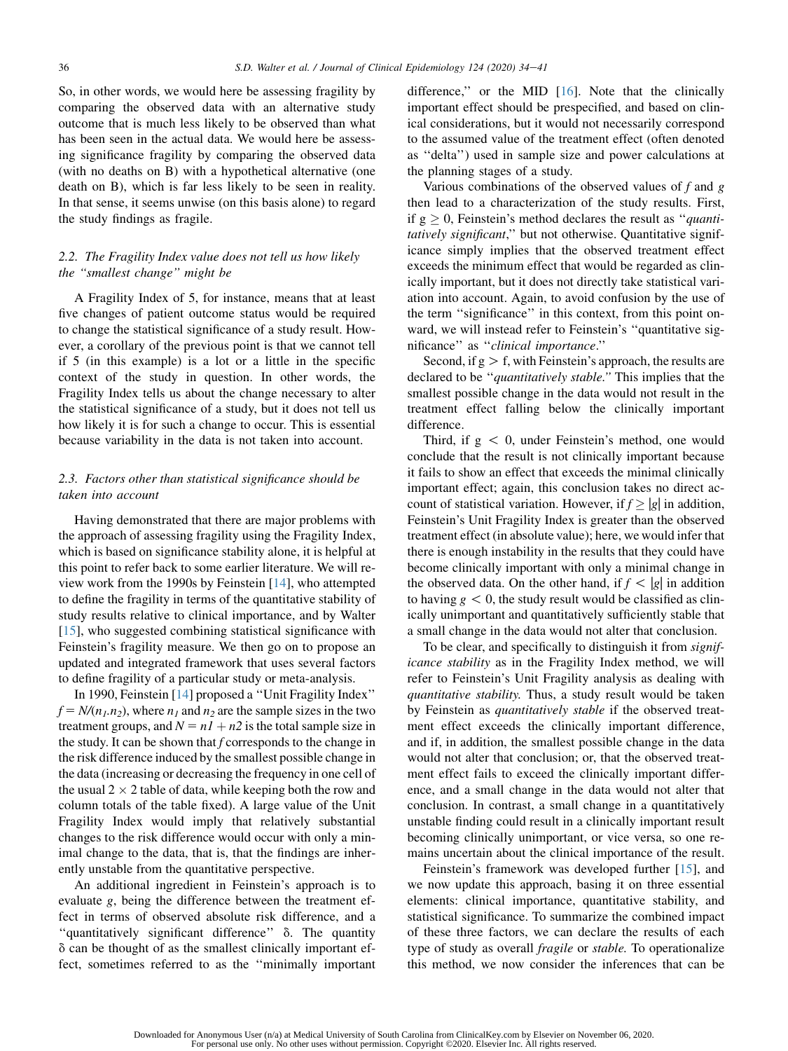So, in other words, we would here be assessing fragility by comparing the observed data with an alternative study outcome that is much less likely to be observed than what has been seen in the actual data. We would here be assessing significance fragility by comparing the observed data (with no deaths on B) with a hypothetical alternative (one death on B), which is far less likely to be seen in reality. In that sense, it seems unwise (on this basis alone) to regard the study findings as fragile.

### 2.2. The Fragility Index value does not tell us how likely the "smallest change" might be

A Fragility Index of 5, for instance, means that at least five changes of patient outcome status would be required to change the statistical significance of a study result. However, a corollary of the previous point is that we cannot tell if 5 (in this example) is a lot or a little in the specific context of the study in question. In other words, the Fragility Index tells us about the change necessary to alter the statistical significance of a study, but it does not tell us how likely it is for such a change to occur. This is essential because variability in the data is not taken into account.

### 2.3. Factors other than statistical significance should be taken into account

Having demonstrated that there are major problems with the approach of assessing fragility using the Fragility Index, which is based on significance stability alone, it is helpful at this point to refer back to some earlier literature. We will review work from the 1990s by Feinstein [14], who attempted to define the fragility in terms of the quantitative stability of study results relative to clinical importance, and by Walter [15], who suggested combining statistical significance with Feinstein's fragility measure. We then go on to propose an updated and integrated framework that uses several factors to define fragility of a particular study or meta-analysis.

In 1990, Feinstein [14] proposed a "Unit Fragility Index" $f = N/(n_1.n_2)$, where $n_1$ and $n_2$ are the sample sizes in the two treatment groups, and $N = n1 + n2$ is the total sample size in the study. It can be shown that $f$ corresponds to the change in the risk difference induced by the smallest possible change in the data (increasing or decreasing the frequency in one cell of the usual $2 \times 2$ table of data, while keeping both the row and column totals of the table fixed). A large value of the Unit Fragility Index would imply that relatively substantial changes to the risk difference would occur with only a minimal change to the data, that is, that the findings are inherently unstable from the quantitative perspective.

An additional ingredient in Feinstein's approach is to evaluate $g$, being the difference between the treatment effect in terms of observed absolute risk difference, and a "quantitatively significant difference" $\delta$. The quantity $\delta$ can be thought of as the smallest clinically important effect, sometimes referred to as the "minimally important difference," or the MID [16]. Note that the clinically important effect should be prespecified, and based on clinical considerations, but it would not necessarily correspond to the assumed value of the treatment effect (often denoted as "delta") used in sample size and power calculations at the planning stages of a study.

Various combinations of the observed values of $f$ and $g$ then lead to a characterization of the study results. First, if $g \geq 0$, Feinstein's method declares the result as "*quantitatively significant*," but not otherwise. Quantitative significance simply implies that the observed treatment effect exceeds the minimum effect that would be regarded as clinically important, but it does not directly take statistical variation into account. Again, to avoid confusion by the use of the term "significance" in this context, from this point onward, we will instead refer to Feinstein's "quantitative significance" as "*clinical importance*."

Second, if $g > f$, with Feinstein's approach, the results are declared to be "*quantitatively stable.*" This implies that the smallest possible change in the data would not result in the treatment effect falling below the clinically important difference.

Third, if $g < 0$, under Feinstein's method, one would conclude that the result is not clinically important because it fails to show an effect that exceeds the minimal clinically important effect; again, this conclusion takes no direct account of statistical variation. However, if $f \geq |g|$ in addition, Feinstein's Unit Fragility Index is greater than the observed treatment effect (in absolute value); here, we would infer that there is enough instability in the results that they could have become clinically important with only a minimal change in the observed data. On the other hand, if $f < |g|$ in addition to having $g < 0$, the study result would be classified as clinically unimportant and quantitatively sufficiently stable that a small change in the data would not alter that conclusion.

To be clear, and specifically to distinguish it from *significance stability* as in the Fragility Index method, we will refer to Feinstein's Unit Fragility analysis as dealing with *quantitative stability.* Thus, a study result would be taken by Feinstein as *quantitatively stable* if the observed treatment effect exceeds the clinically important difference, and if, in addition, the smallest possible change in the data would not alter that conclusion; or, that the observed treatment effect fails to exceed the clinically important difference, and a small change in the data would not alter that conclusion. In contrast, a small change in a quantitatively unstable finding could result in a clinically important result becoming clinically unimportant, or vice versa, so one remains uncertain about the clinical importance of the result.

Feinstein's framework was developed further [15], and we now update this approach, basing it on three essential elements: clinical importance, quantitative stability, and statistical significance. To summarize the combined impact of these three factors, we can declare the results of each type of study as overall *fragile* or *stable.* To operationalize this method, we now consider the inferences that can be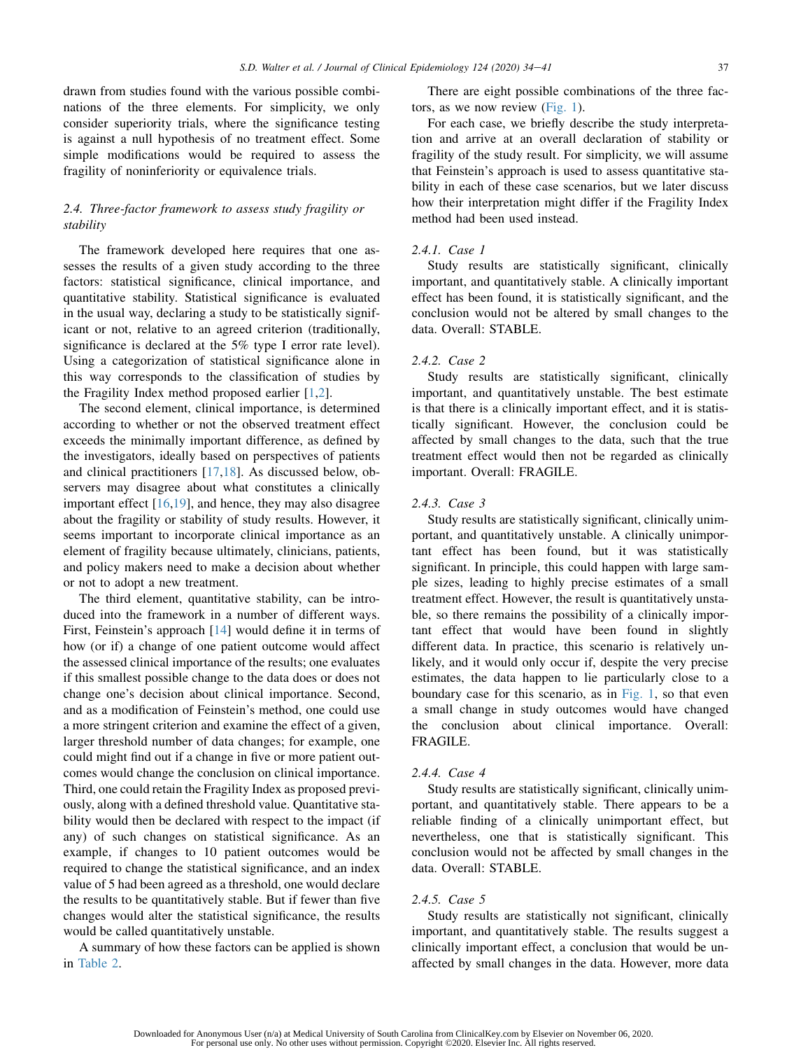drawn from studies found with the various possible combinations of the three elements. For simplicity, we only consider superiority trials, where the significance testing is against a null hypothesis of no treatment effect. Some simple modifications would be required to assess the fragility of noninferiority or equivalence trials.

### 2.4. Three-factor framework to assess study fragility or stability

The framework developed here requires that one assesses the results of a given study according to the three factors: statistical significance, clinical importance, and quantitative stability. Statistical significance is evaluated in the usual way, declaring a study to be statistically significant or not, relative to an agreed criterion (traditionally, significance is declared at the 5% type I error rate level). Using a categorization of statistical significance alone in this way corresponds to the classification of studies by the Fragility Index method proposed earlier [1,2].

The second element, clinical importance, is determined according to whether or not the observed treatment effect exceeds the minimally important difference, as defined by the investigators, ideally based on perspectives of patients and clinical practitioners [17,18]. As discussed below, observers may disagree about what constitutes a clinically important effect [16,19], and hence, they may also disagree about the fragility or stability of study results. However, it seems important to incorporate clinical importance as an element of fragility because ultimately, clinicians, patients, and policy makers need to make a decision about whether or not to adopt a new treatment.

The third element, quantitative stability, can be introduced into the framework in a number of different ways. First, Feinstein's approach [14] would define it in terms of how (or if) a change of one patient outcome would affect the assessed clinical importance of the results; one evaluates if this smallest possible change to the data does or does not change one's decision about clinical importance. Second, and as a modification of Feinstein's method, one could use a more stringent criterion and examine the effect of a given, larger threshold number of data changes; for example, one could might find out if a change in five or more patient outcomes would change the conclusion on clinical importance. Third, one could retain the Fragility Index as proposed previously, along with a defined threshold value. Quantitative stability would then be declared with respect to the impact (if any) of such changes on statistical significance. As an example, if changes to 10 patient outcomes would be required to change the statistical significance, and an index value of 5 had been agreed as a threshold, one would declare the results to be quantitatively stable. But if fewer than five changes would alter the statistical significance, the results would be called quantitatively unstable.

A summary of how these factors can be applied is shown in Table 2.

There are eight possible combinations of the three factors, as we now review (Fig. 1).

For each case, we briefly describe the study interpretation and arrive at an overall declaration of stability or fragility of the study result. For simplicity, we will assume that Feinstein's approach is used to assess quantitative stability in each of these case scenarios, but we later discuss how their interpretation might differ if the Fragility Index method had been used instead.

#### 2.4.1. Case 1

Study results are statistically significant, clinically important, and quantitatively stable. A clinically important effect has been found, it is statistically significant, and the conclusion would not be altered by small changes to the data. Overall: STABLE.

#### 2.4.2. Case 2

Study results are statistically significant, clinically important, and quantitatively unstable. The best estimate is that there is a clinically important effect, and it is statistically significant. However, the conclusion could be affected by small changes to the data, such that the true treatment effect would then not be regarded as clinically important. Overall: FRAGILE.

#### 2.4.3. Case 3

Study results are statistically significant, clinically unimportant, and quantitatively unstable. A clinically unimportant effect has been found, but it was statistically significant. In principle, this could happen with large sample sizes, leading to highly precise estimates of a small treatment effect. However, the result is quantitatively unstable, so there remains the possibility of a clinically important effect that would have been found in slightly different data. In practice, this scenario is relatively unlikely, and it would only occur if, despite the very precise estimates, the data happen to lie particularly close to a boundary case for this scenario, as in Fig. 1, so that even a small change in study outcomes would have changed the conclusion about clinical importance. Overall: FRAGILE.

#### 2.4.4. Case 4

Study results are statistically significant, clinically unimportant, and quantitatively stable. There appears to be a reliable finding of a clinically unimportant effect, but nevertheless, one that is statistically significant. This conclusion would not be affected by small changes in the data. Overall: STABLE.

#### 2.4.5. Case 5

Study results are statistically not significant, clinically important, and quantitatively stable. The results suggest a clinically important effect, a conclusion that would be unaffected by small changes in the data. However, more data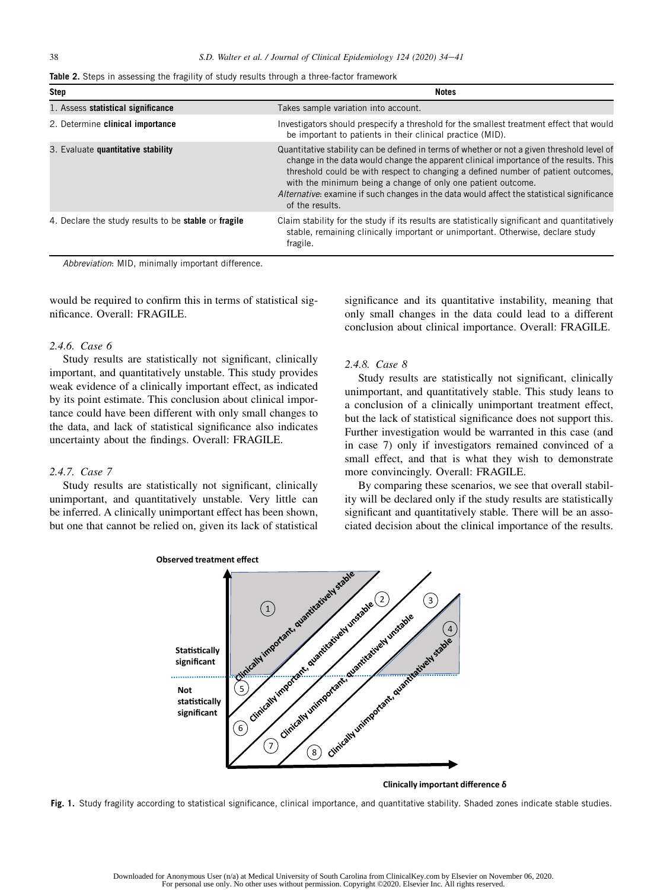**Table 2.** Steps in assessing the fragility of study results through a three-factor framework

| Step | Notes |
| --- | --- |
| 1. Assess **statistical significance** | Takes sample variation into account. |
| 2. Determine **clinical importance** | Investigators should prespecify a threshold for the smallest treatment effect that would be important to patients in their clinical practice (MID). |
| 3. Evaluate **quantitative stability** | Quantitative stability can be defined in terms of whether or not a given threshold level of change in the data would change the apparent clinical importance of the results. This threshold could be with respect to changing a defined number of patient outcomes, with the minimum being a change of only one patient outcome. *Alternative*: examine if such changes in the data would affect the statistical significance of the results. |
| 4. Declare the study results to be **stable** or **fragile** | Claim stability for the study if its results are statistically significant and quantitatively stable, remaining clinically important or unimportant. Otherwise, declare study fragile. |

*Abbreviation*: MID, minimally important difference.

would be required to confirm this in terms of statistical significance. Overall: FRAGILE.

#### *2.4.6. Case 6*

Study results are statistically not significant, clinically important, and quantitatively unstable. This study provides weak evidence of a clinically important effect, as indicated by its point estimate. This conclusion about clinical importance could have been different with only small changes to the data, and lack of statistical significance also indicates uncertainty about the findings. Overall: FRAGILE.

#### *2.4.7. Case 7*

Study results are statistically not significant, clinically unimportant, and quantitatively unstable. Very little can be inferred. A clinically unimportant effect has been shown, but one that cannot be relied on, given its lack of statistical significance and its quantitative instability, meaning that only small changes in the data could lead to a different conclusion about clinical importance. Overall: FRAGILE.

#### *2.4.8. Case 8*

Study results are statistically not significant, clinically unimportant, and quantitatively stable. This study leans to a conclusion of a clinically unimportant treatment effect, but the lack of statistical significance does not support this. Further investigation would be warranted in this case (and in case 7) only if investigators remained convinced of a small effect, and that is what they wish to demonstrate more convincingly. Overall: FRAGILE.

By comparing these scenarios, we see that overall stability will be declared only if the study results are statistically significant and quantitatively stable. There will be an associated decision about the clinical importance of the results.

**Fig. 1.** Study fragility according to statistical significance, clinical importance, and quantitative stability. Shaded zones indicate stable studies.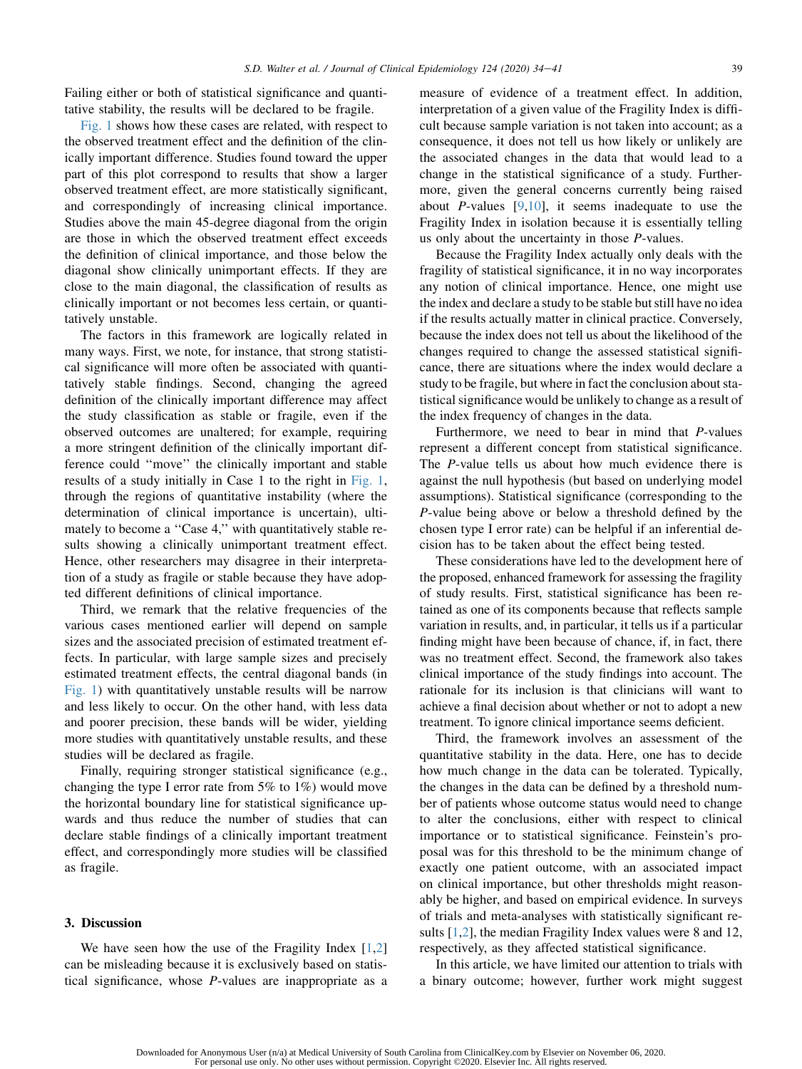Failing either or both of statistical significance and quantitative stability, the results will be declared to be fragile.

Fig. 1 shows how these cases are related, with respect to the observed treatment effect and the definition of the clinically important difference. Studies found toward the upper part of this plot correspond to results that show a larger observed treatment effect, are more statistically significant, and correspondingly of increasing clinical importance. Studies above the main 45-degree diagonal from the origin are those in which the observed treatment effect exceeds the definition of clinical importance, and those below the diagonal show clinically unimportant effects. If they are close to the main diagonal, the classification of results as clinically important or not becomes less certain, or quantitatively unstable.

The factors in this framework are logically related in many ways. First, we note, for instance, that strong statistical significance will more often be associated with quantitatively stable findings. Second, changing the agreed definition of the clinically important difference may affect the study classification as stable or fragile, even if the observed outcomes are unaltered; for example, requiring a more stringent definition of the clinically important difference could ''move'' the clinically important and stable results of a study initially in Case 1 to the right in Fig. 1, through the regions of quantitative instability (where the determination of clinical importance is uncertain), ultimately to become a ''Case 4,'' with quantitatively stable results showing a clinically unimportant treatment effect. Hence, other researchers may disagree in their interpretation of a study as fragile or stable because they have adopted different definitions of clinical importance.

Third, we remark that the relative frequencies of the various cases mentioned earlier will depend on sample sizes and the associated precision of estimated treatment effects. In particular, with large sample sizes and precisely estimated treatment effects, the central diagonal bands (in Fig. 1) with quantitatively unstable results will be narrow and less likely to occur. On the other hand, with less data and poorer precision, these bands will be wider, yielding more studies with quantitatively unstable results, and these studies will be declared as fragile.

Finally, requiring stronger statistical significance (e.g., changing the type I error rate from 5% to 1%) would move the horizontal boundary line for statistical significance upwards and thus reduce the number of studies that can declare stable findings of a clinically important treatment effect, and correspondingly more studies will be classified as fragile.

## 3. Discussion

We have seen how the use of the Fragility Index [1,2] can be misleading because it is exclusively based on statistical significance, whose *P*-values are inappropriate as a measure of evidence of a treatment effect. In addition, interpretation of a given value of the Fragility Index is difficult because sample variation is not taken into account; as a consequence, it does not tell us how likely or unlikely are the associated changes in the data that would lead to a change in the statistical significance of a study. Furthermore, given the general concerns currently being raised about *P*-values [9,10], it seems inadequate to use the Fragility Index in isolation because it is essentially telling us only about the uncertainty in those *P*-values.

Because the Fragility Index actually only deals with the fragility of statistical significance, it in no way incorporates any notion of clinical importance. Hence, one might use the index and declare a study to be stable but still have no idea if the results actually matter in clinical practice. Conversely, because the index does not tell us about the likelihood of the changes required to change the assessed statistical significance, there are situations where the index would declare a study to be fragile, but where in fact the conclusion about statistical significance would be unlikely to change as a result of the index frequency of changes in the data.

Furthermore, we need to bear in mind that *P*-values represent a different concept from statistical significance. The *P*-value tells us about how much evidence there is against the null hypothesis (but based on underlying model assumptions). Statistical significance (corresponding to the *P*-value being above or below a threshold defined by the chosen type I error rate) can be helpful if an inferential decision has to be taken about the effect being tested.

These considerations have led to the development here of the proposed, enhanced framework for assessing the fragility of study results. First, statistical significance has been retained as one of its components because that reflects sample variation in results, and, in particular, it tells us if a particular finding might have been because of chance, if, in fact, there was no treatment effect. Second, the framework also takes clinical importance of the study findings into account. The rationale for its inclusion is that clinicians will want to achieve a final decision about whether or not to adopt a new treatment. To ignore clinical importance seems deficient.

Third, the framework involves an assessment of the quantitative stability in the data. Here, one has to decide how much change in the data can be tolerated. Typically, the changes in the data can be defined by a threshold number of patients whose outcome status would need to change to alter the conclusions, either with respect to clinical importance or to statistical significance. Feinstein's proposal was for this threshold to be the minimum change of exactly one patient outcome, with an associated impact on clinical importance, but other thresholds might reasonably be higher, and based on empirical evidence. In surveys of trials and meta-analyses with statistically significant results [1,2], the median Fragility Index values were 8 and 12, respectively, as they affected statistical significance.

In this article, we have limited our attention to trials with a binary outcome; however, further work might suggest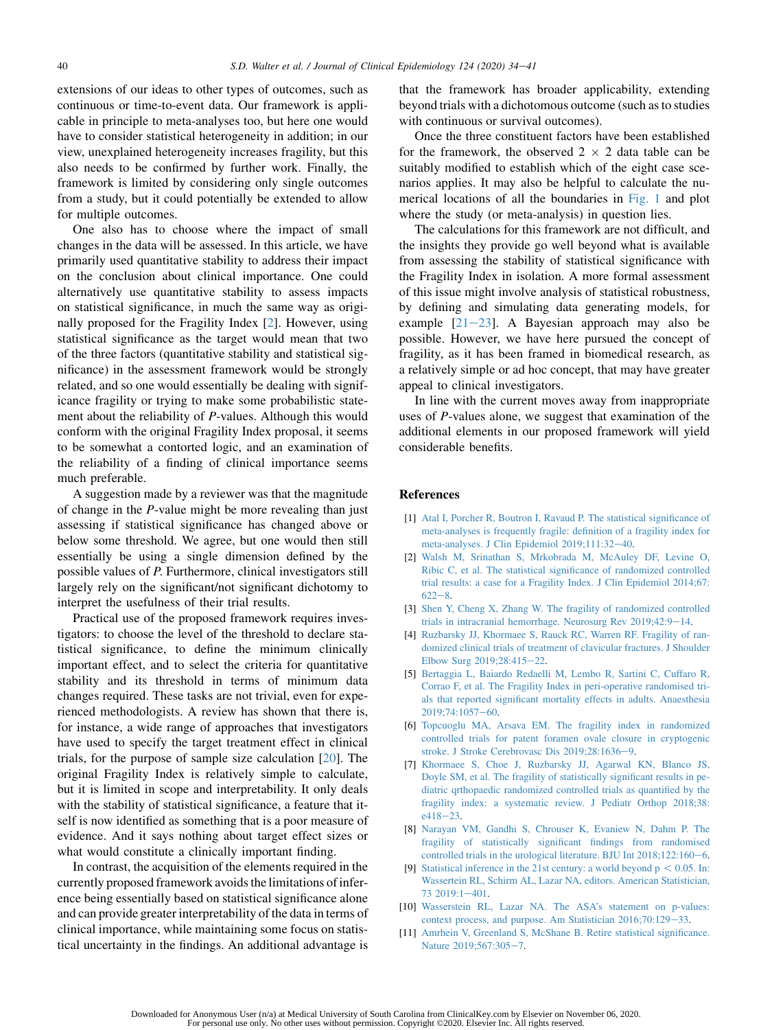extensions of our ideas to other types of outcomes, such as continuous or time-to-event data. Our framework is applicable in principle to meta-analyses too, but here one would have to consider statistical heterogeneity in addition; in our view, unexplained heterogeneity increases fragility, but this also needs to be confirmed by further work. Finally, the framework is limited by considering only single outcomes from a study, but it could potentially be extended to allow for multiple outcomes.

One also has to choose where the impact of small changes in the data will be assessed. In this article, we have primarily used quantitative stability to address their impact on the conclusion about clinical importance. One could alternatively use quantitative stability to assess impacts on statistical significance, in much the same way as originally proposed for the Fragility Index [2]. However, using statistical significance as the target would mean that two of the three factors (quantitative stability and statistical significance) in the assessment framework would be strongly related, and so one would essentially be dealing with significance fragility or trying to make some probabilistic statement about the reliability of *P*-values. Although this would conform with the original Fragility Index proposal, it seems to be somewhat a contorted logic, and an examination of the reliability of a finding of clinical importance seems much preferable.

A suggestion made by a reviewer was that the magnitude of change in the *P*-value might be more revealing than just assessing if statistical significance has changed above or below some threshold. We agree, but one would then still essentially be using a single dimension defined by the possible values of *P*. Furthermore, clinical investigators still largely rely on the significant/not significant dichotomy to interpret the usefulness of their trial results.

Practical use of the proposed framework requires investigators: to choose the level of the threshold to declare statistical significance, to define the minimum clinically important effect, and to select the criteria for quantitative stability and its threshold in terms of minimum data changes required. These tasks are not trivial, even for experienced methodologists. A review has shown that there is, for instance, a wide range of approaches that investigators have used to specify the target treatment effect in clinical trials, for the purpose of sample size calculation [20]. The original Fragility Index is relatively simple to calculate, but it is limited in scope and interpretability. It only deals with the stability of statistical significance, a feature that itself is now identified as something that is a poor measure of evidence. And it says nothing about target effect sizes or what would constitute a clinically important finding.

In contrast, the acquisition of the elements required in the currently proposed framework avoids the limitations of inference being essentially based on statistical significance alone and can provide greater interpretability of the data in terms of clinical importance, while maintaining some focus on statistical uncertainty in the findings. An additional advantage is that the framework has broader applicability, extending beyond trials with a dichotomous outcome (such as to studies with continuous or survival outcomes).

Once the three constituent factors have been established for the framework, the observed $2 \times 2$ data table can be suitably modified to establish which of the eight case scenarios applies. It may also be helpful to calculate the numerical locations of all the boundaries in Fig. 1 and plot where the study (or meta-analysis) in question lies.

The calculations for this framework are not difficult, and the insights they provide go well beyond what is available from assessing the stability of statistical significance with the Fragility Index in isolation. A more formal assessment of this issue might involve analysis of statistical robustness, by defining and simulating data generating models, for example [21–23]. A Bayesian approach may also be possible. However, we have here pursued the concept of fragility, as it has been framed in biomedical research, as a relatively simple or ad hoc concept, that may have greater appeal to clinical investigators.

In line with the current moves away from inappropriate uses of *P*-values alone, we suggest that examination of the additional elements in our proposed framework will yield considerable benefits.

## References

[1] Atal I, Porcher R, Boutron I, Ravaud P. The statistical significance of meta-analyses is frequently fragile: definition of a fragility index for meta-analyses. J Clin Epidemiol 2019;111:32–40.

[2] Walsh M, Srinathan S, Mrkobrada M, McAuley DF, Levine O, Ribic C, et al. The statistical significance of randomized controlled trial results: a case for a Fragility Index. J Clin Epidemiol 2014;67:622–8.

[3] Shen Y, Cheng X, Zhang W. The fragility of randomized controlled trials in intracranial hemorrhage. Neurosurg Rev 2019;42:9–14.

[4] Ruzbarsky JJ, Khormaee S, Rauck RC, Warren RF. Fragility of randomized clinical trials of treatment of clavicular fractures. J Shoulder Elbow Surg 2019;28:415–22.

[5] Bertaggia L, Baiardo Redaelli M, Lembo R, Sartini C, Cuffaro R, Corrao F, et al. The Fragility Index in peri-operative randomised trials that reported significant mortality effects in adults. Anaesthesia 2019;74:1057–60.

[6] Topcuoglu MA, Arsava EM. The fragility index in randomized controlled trials for patent foramen ovale closure in cryptogenic stroke. J Stroke Cerebrovasc Dis 2019;28:1636–9.

[7] Khormaee S, Choe J, Ruzbarsky JJ, Agarwal KN, Blanco JS, Doyle SM, et al. The fragility of statistically significant results in pediatric qrthopaedic randomized controlled trials as quantified by the fragility index: a systematic review. J Pediatr Orthop 2018;38:e418–23.

[8] Narayan VM, Gandhi S, Chrouser K, Evaniew N, Dahm P. The fragility of statistically significant findings from randomised controlled trials in the urological literature. BJU Int 2018;122:160–6.

[9] Statistical inference in the 21st century: a world beyond $p < 0.05$. In: Wassertein RL, Schirm AL, Lazar NA, editors. American Statistician, 73 2019:1–401.

[10] Wasserstein RL, Lazar NA. The ASA's statement on p-values: context process, and purpose. Am Statistician 2016;70:129–33.

[11] Amrhein V, Greenland S, McShane B. Retire statistical significance. Nature 2019;567:305–7.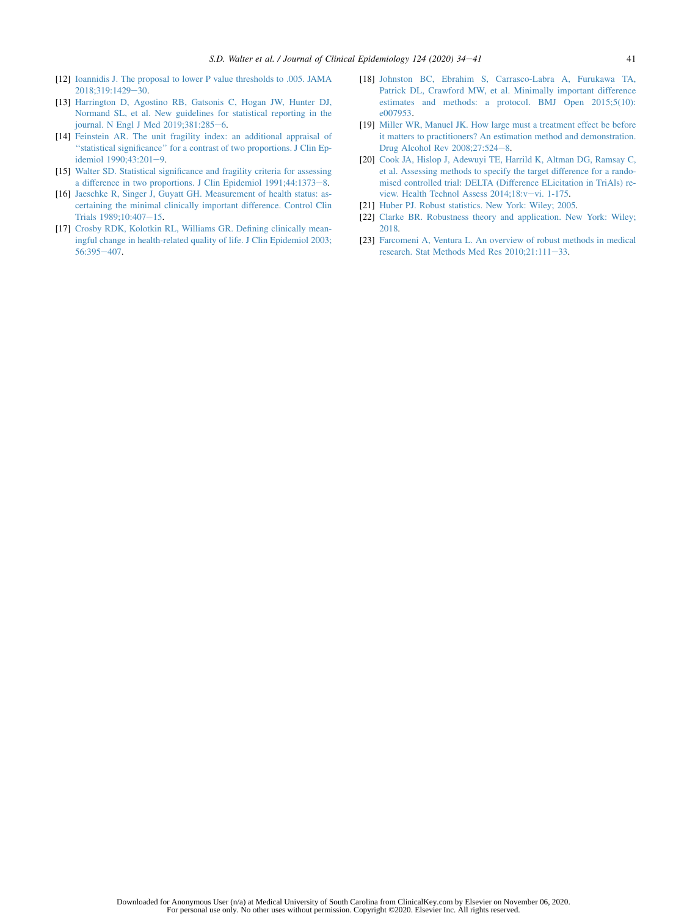[12] Ioannidis J. The proposal to lower P value thresholds to .005. JAMA 2018;319:1429–30.

[13] Harrington D, Agostino RB, Gatsonis C, Hogan JW, Hunter DJ, Normand SL, et al. New guidelines for statistical reporting in the journal. N Engl J Med 2019;381:285–6.

[14] Feinstein AR. The unit fragility index: an additional appraisal of "statistical significance" for a contrast of two proportions. J Clin Epidemiol 1990;43:201–9.

[15] Walter SD. Statistical significance and fragility criteria for assessing a difference in two proportions. J Clin Epidemiol 1991;44:1373–8.

[16] Jaeschke R, Singer J, Guyatt GH. Measurement of health status: ascertaining the minimal clinically important difference. Control Clin Trials 1989;10:407–15.

[17] Crosby RDK, Kolotkin RL, Williams GR. Defining clinically meaningful change in health-related quality of life. J Clin Epidemiol 2003;56:395–407.

[18] Johnston BC, Ebrahim S, Carrasco-Labra A, Furukawa TA, Patrick DL, Crawford MW, et al. Minimally important difference estimates and methods: a protocol. BMJ Open 2015;5(10):e007953.

[19] Miller WR, Manuel JK. How large must a treatment effect be before it matters to practitioners? An estimation method and demonstration. Drug Alcohol Rev 2008;27:524–8.

[20] Cook JA, Hislop J, Adewuyi TE, Harrild K, Altman DG, Ramsay C, et al. Assessing methods to specify the target difference for a randomised controlled trial: DELTA (Difference ELicitation in TriAls) review. Health Technol Assess 2014;18:v–vi. 1-175.

[21] Huber PJ. Robust statistics. New York: Wiley; 2005.

[22] Clarke BR. Robustness theory and application. New York: Wiley; 2018.

[23] Farcomeni A, Ventura L. An overview of robust methods in medical research. Stat Methods Med Res 2010;21:111–33.